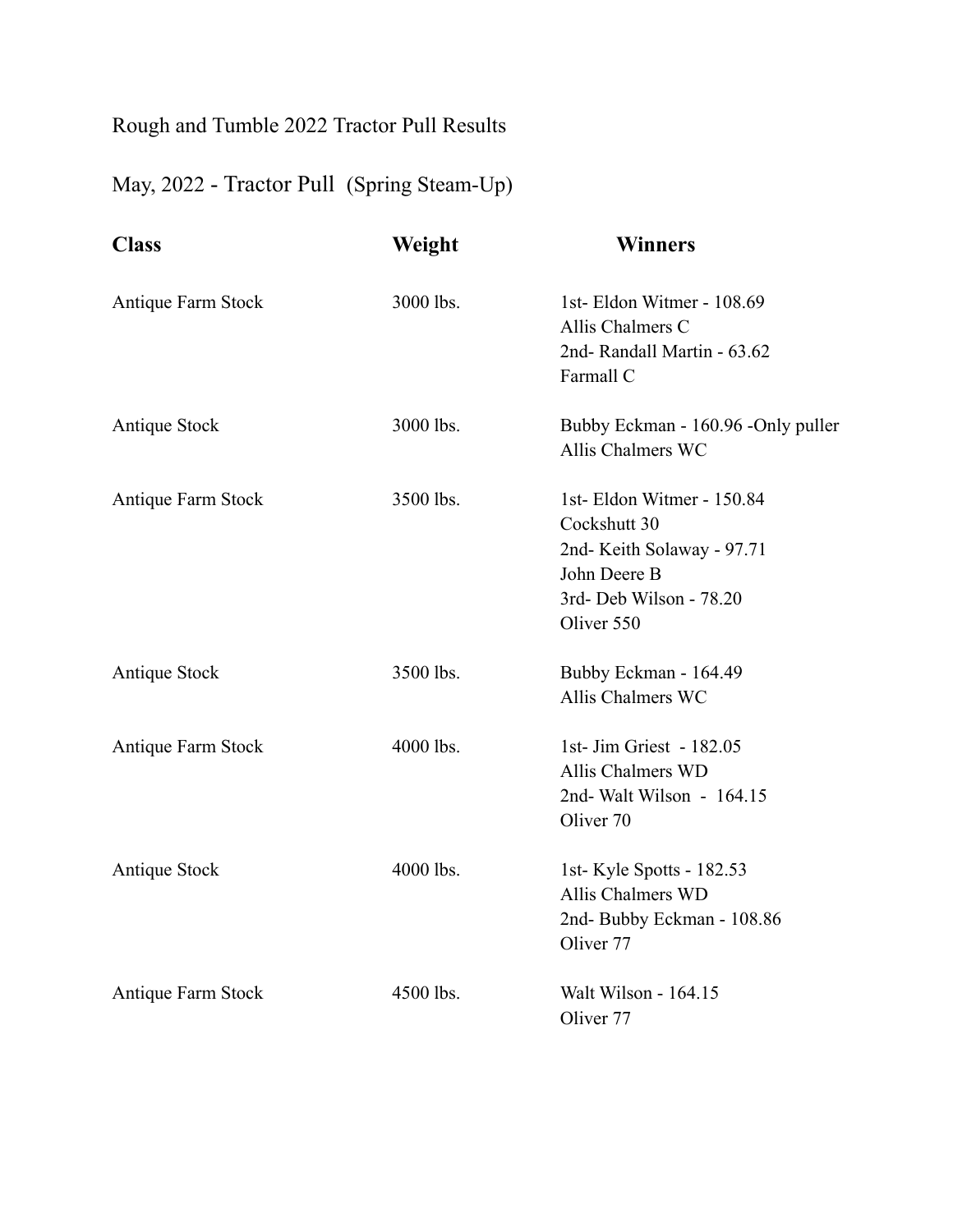Rough and Tumble 2022 Tractor Pull Results

May, 2022 - Tractor Pull  (Spring Steam-Up)

| **Class** | **Weight** | **Winners** |
|---|---|---|
| Antique Farm Stock | 3000 lbs. | 1st- Eldon Witmer - 108.69<br>Allis Chalmers C<br>2nd- Randall Martin - 63.62<br>Farmall C |
| Antique Stock | 3000 lbs. | Bubby Eckman - 160.96 -Only puller<br>Allis Chalmers WC |
| Antique Farm Stock | 3500 lbs. | 1st- Eldon Witmer - 150.84<br>Cockshutt 30<br>2nd- Keith Solaway - 97.71<br>John Deere B<br>3rd- Deb Wilson - 78.20<br>Oliver 550 |
| Antique Stock | 3500 lbs. | Bubby Eckman - 164.49<br>Allis Chalmers WC |
| Antique Farm Stock | 4000 lbs. | 1st- Jim Griest - 182.05<br>Allis Chalmers WD<br>2nd- Walt Wilson - 164.15<br>Oliver 70 |
| Antique Stock | 4000 lbs. | 1st- Kyle Spotts - 182.53<br>Allis Chalmers WD<br>2nd- Bubby Eckman - 108.86<br>Oliver 77 |
| Antique Farm Stock | 4500 lbs. | Walt Wilson - 164.15<br>Oliver 77 |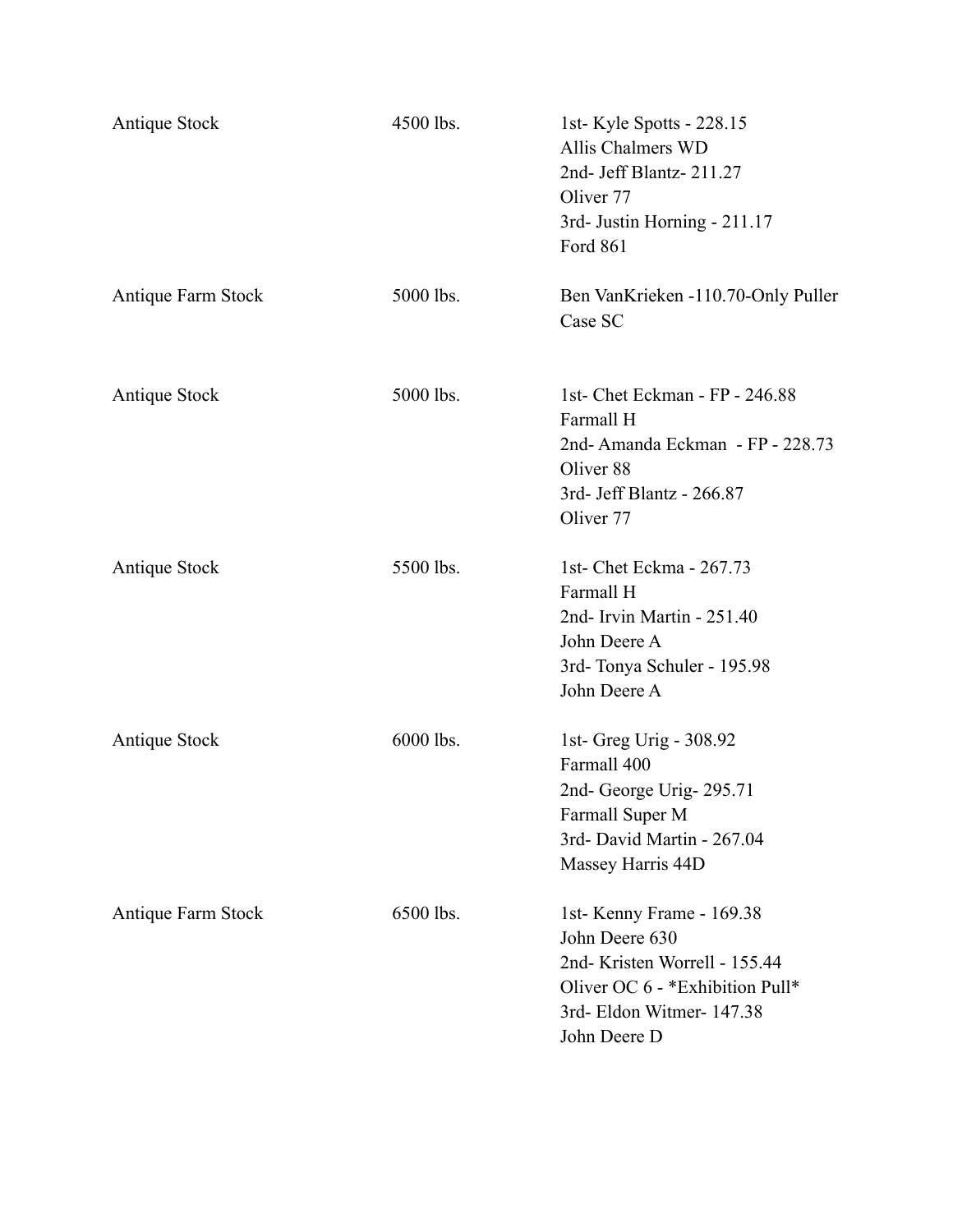| | | |
|---|---|---|
| Antique Stock | 4500 lbs. | 1st- Kyle Spotts - 228.15<br>Allis Chalmers WD<br>2nd- Jeff Blantz- 211.27<br>Oliver 77<br>3rd- Justin Horning - 211.17<br>Ford 861 |
| Antique Farm Stock | 5000 lbs. | Ben VanKrieken -110.70-Only Puller<br>Case SC |
| Antique Stock | 5000 lbs. | 1st- Chet Eckman - FP - 246.88<br>Farmall H<br>2nd- Amanda Eckman - FP - 228.73<br>Oliver 88<br>3rd- Jeff Blantz - 266.87<br>Oliver 77 |
| Antique Stock | 5500 lbs. | 1st- Chet Eckma - 267.73<br>Farmall H<br>2nd- Irvin Martin - 251.40<br>John Deere A<br>3rd- Tonya Schuler - 195.98<br>John Deere A |
| Antique Stock | 6000 lbs. | 1st- Greg Urig - 308.92<br>Farmall 400<br>2nd- George Urig- 295.71<br>Farmall Super M<br>3rd- David Martin - 267.04<br>Massey Harris 44D |
| Antique Farm Stock | 6500 lbs. | 1st- Kenny Frame - 169.38<br>John Deere 630<br>2nd- Kristen Worrell - 155.44<br>Oliver OC 6 - *Exhibition Pull*<br>3rd- Eldon Witmer- 147.38<br>John Deere D |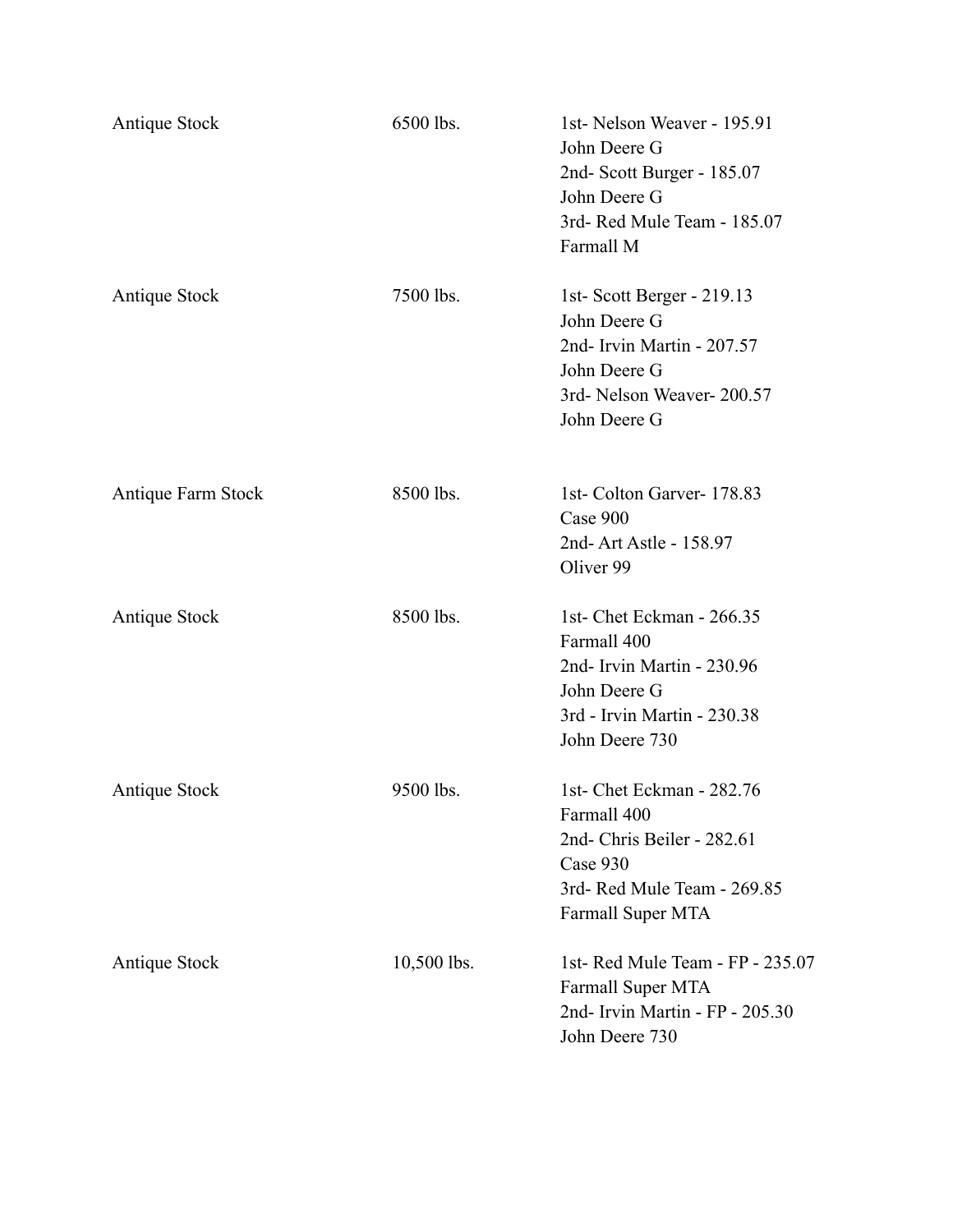| | | |
|---|---|---|
| Antique Stock | 6500 lbs. | 1st- Nelson Weaver - 195.91<br>John Deere G<br>2nd- Scott Burger - 185.07<br>John Deere G<br>3rd- Red Mule Team - 185.07<br>Farmall M |
| Antique Stock | 7500 lbs. | 1st- Scott Berger - 219.13<br>John Deere G<br>2nd- Irvin Martin - 207.57<br>John Deere G<br>3rd- Nelson Weaver- 200.57<br>John Deere G |
| Antique Farm Stock | 8500 lbs. | 1st- Colton Garver- 178.83<br>Case 900<br>2nd- Art Astle - 158.97<br>Oliver 99 |
| Antique Stock | 8500 lbs. | 1st- Chet Eckman - 266.35<br>Farmall 400<br>2nd- Irvin Martin - 230.96<br>John Deere G<br>3rd - Irvin Martin - 230.38<br>John Deere 730 |
| Antique Stock | 9500 lbs. | 1st- Chet Eckman - 282.76<br>Farmall 400<br>2nd- Chris Beiler - 282.61<br>Case 930<br>3rd- Red Mule Team - 269.85<br>Farmall Super MTA |
| Antique Stock | 10,500 lbs. | 1st- Red Mule Team - FP - 235.07<br>Farmall Super MTA<br>2nd- Irvin Martin - FP - 205.30<br>John Deere 730 |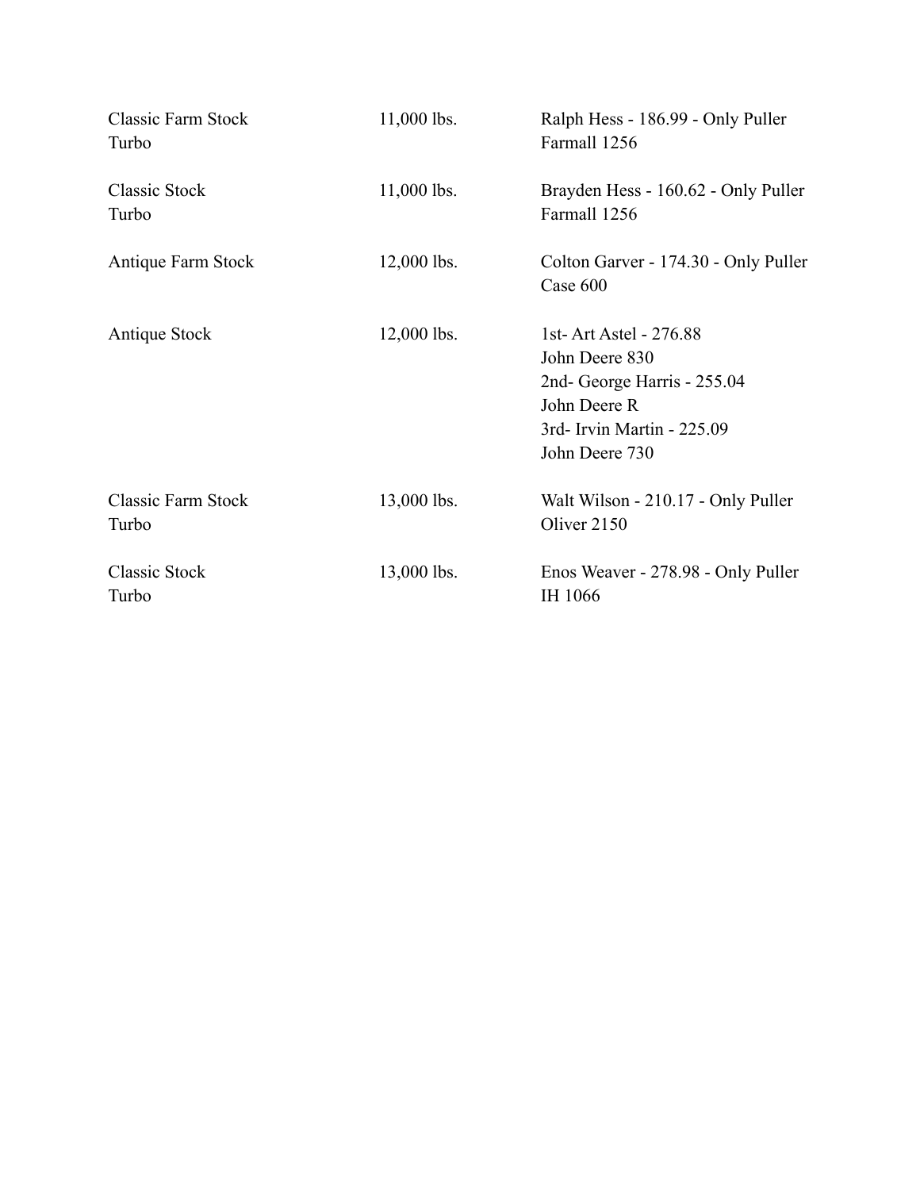| | | |
|---|---|---|
| Classic Farm Stock<br>Turbo | 11,000 lbs. | Ralph Hess - 186.99 - Only Puller<br>Farmall 1256 |
| Classic Stock<br>Turbo | 11,000 lbs. | Brayden Hess - 160.62 - Only Puller<br>Farmall 1256 |
| Antique Farm Stock | 12,000 lbs. | Colton Garver - 174.30 - Only Puller<br>Case 600 |
| Antique Stock | 12,000 lbs. | 1st- Art Astel - 276.88<br>John Deere 830<br>2nd- George Harris - 255.04<br>John Deere R<br>3rd- Irvin Martin - 225.09<br>John Deere 730 |
| Classic Farm Stock<br>Turbo | 13,000 lbs. | Walt Wilson - 210.17 - Only Puller<br>Oliver 2150 |
| Classic Stock<br>Turbo | 13,000 lbs. | Enos Weaver - 278.98 - Only Puller<br>IH 1066 |